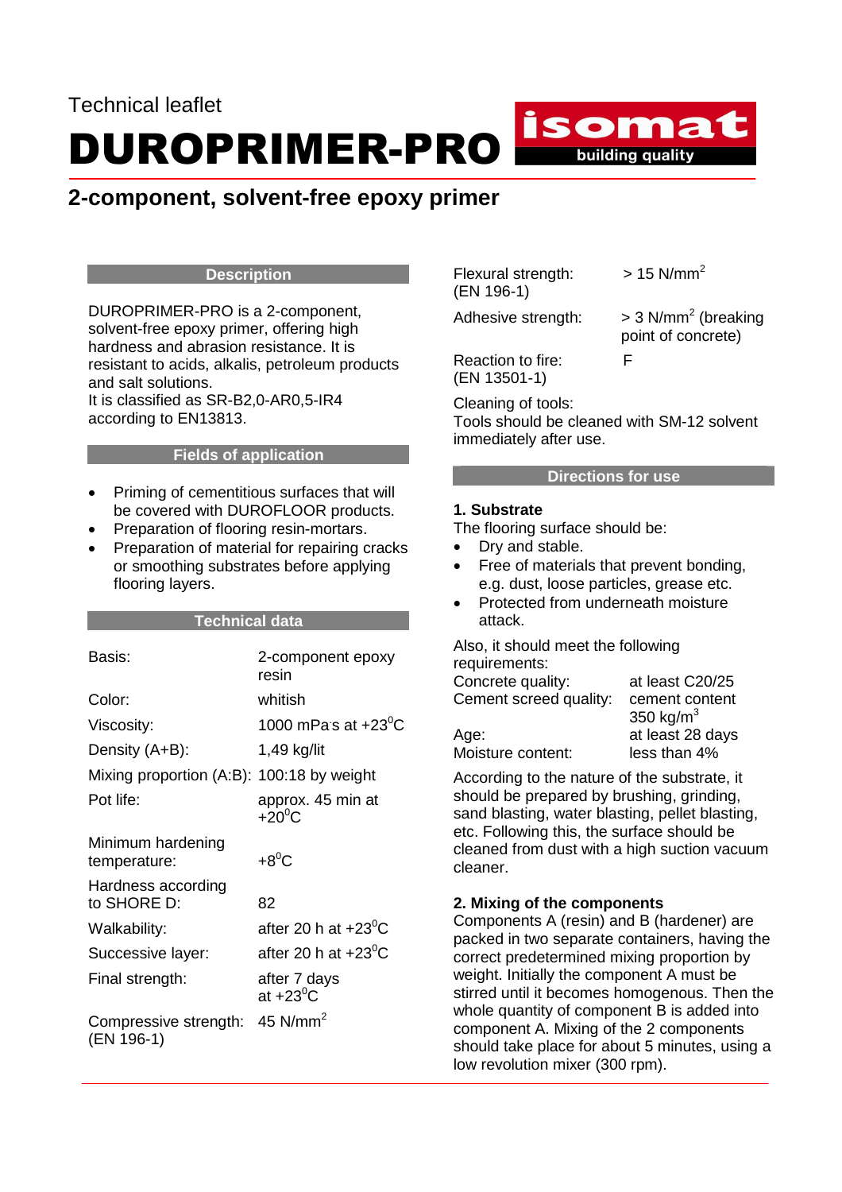Technical leaflet

# DUROPRIMER-PRO

isomat building quality

## 2-component, solvent-free epoxy primer

### Description

DUROPRIMER-PRO is a 2-component, solvent-free epoxy primer, offering high hardness and abrasion resistance. It is resistant to acids, alkalis, petroleum products and salt solutions.
It is classified as SR-B2,0-AR0,5-IR4 according to EN13813.

### Fields of application

- Priming of cementitious surfaces that will be covered with DUROFLOOR products.
- Preparation of flooring resin-mortars.
- Preparation of material for repairing cracks or smoothing substrates before applying flooring layers.

### Technical data

| | |
|---|---|
| Basis: | 2-component epoxy resin |
| Color: | whitish |
| Viscosity: | 1000 mPa.s at +23$^0$C |
| Density (A+B): | 1,49 kg/lit |
| Mixing proportion (A:B): | 100:18 by weight |
| Pot life: | approx. 45 min at +20$^0$C |
| Minimum hardening temperature: | +8$^0$C |
| Hardness according to SHORE D: | 82 |
| Walkability: | after 20 h at +23$^0$C |
| Successive layer: | after 20 h at +23$^0$C |
| Final strength: | after 7 days at +23$^0$C |
| Compressive strength: (EN 196-1) | 45 N/mm$^2$ |
| Flexural strength: (EN 196-1) | > 15 N/mm$^2$ |
| Adhesive strength: | > 3 N/mm$^2$ (breaking point of concrete) |
| Reaction to fire: (EN 13501-1) | F |

Cleaning of tools:
Tools should be cleaned with SM-12 solvent immediately after use.

### Directions for use

**1. Substrate**

The flooring surface should be:

- Dry and stable.
- Free of materials that prevent bonding, e.g. dust, loose particles, grease etc.
- Protected from underneath moisture attack.

Also, it should meet the following requirements:

| | |
|---|---|
| Concrete quality: | at least C20/25 |
| Cement screed quality: | cement content 350 kg/m$^3$ |
| Age: | at least 28 days |
| Moisture content: | less than 4% |

According to the nature of the substrate, it should be prepared by brushing, grinding, sand blasting, water blasting, pellet blasting, etc. Following this, the surface should be cleaned from dust with a high suction vacuum cleaner.

**2. Mixing of the components**

Components A (resin) and B (hardener) are packed in two separate containers, having the correct predetermined mixing proportion by weight. Initially the component A must be stirred until it becomes homogenous. Then the whole quantity of component B is added into component A. Mixing of the 2 components should take place for about 5 minutes, using a low revolution mixer (300 rpm).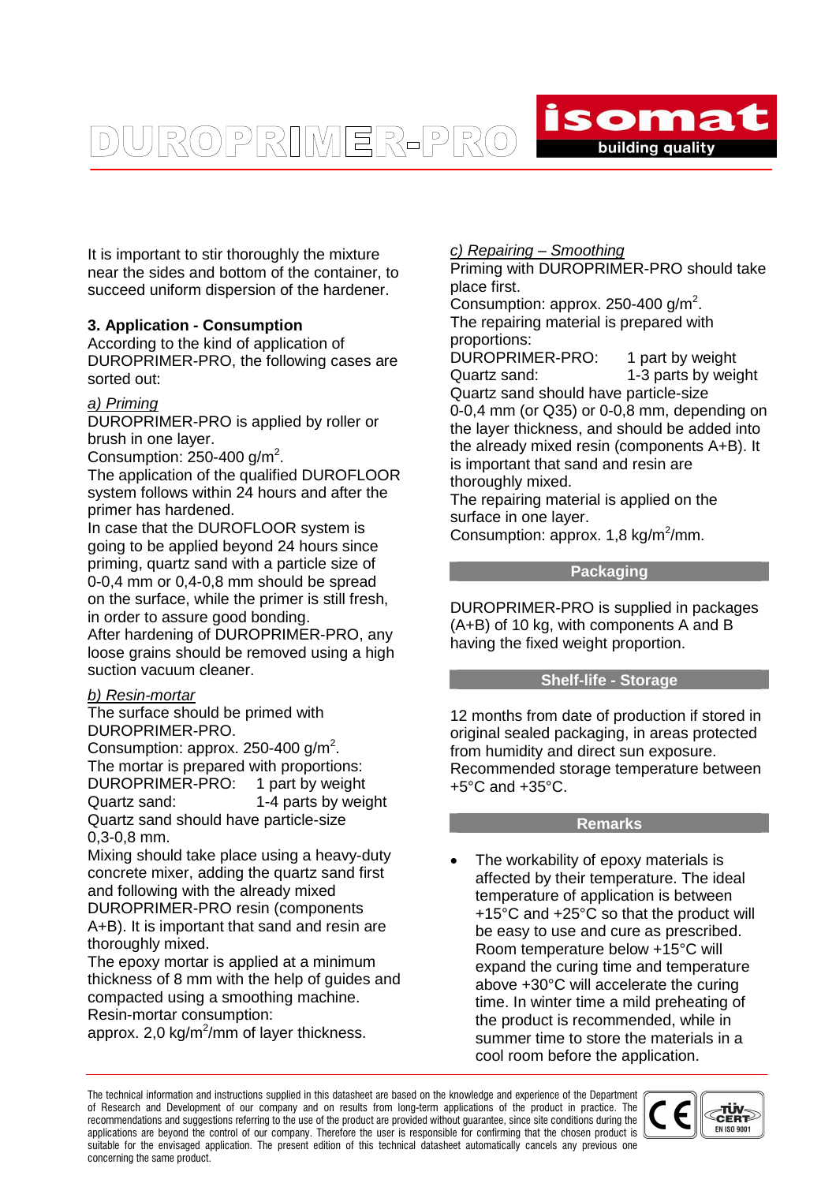It is important to stir thoroughly the mixture near the sides and bottom of the container, to succeed uniform dispersion of the hardener.

### 3. Application - Consumption

According to the kind of application of DUROPRIMER-PRO, the following cases are sorted out:

*a) Priming*

DUROPRIMER-PRO is applied by roller or brush in one layer.

Consumption: 250-400 g/m$^2$.

The application of the qualified DUROFLOOR system follows within 24 hours and after the primer has hardened.

In case that the DUROFLOOR system is going to be applied beyond 24 hours since priming, quartz sand with a particle size of 0-0,4 mm or 0,4-0,8 mm should be spread on the surface, while the primer is still fresh, in order to assure good bonding.

After hardening of DUROPRIMER-PRO, any loose grains should be removed using a high suction vacuum cleaner.

*b) Resin-mortar*

The surface should be primed with DUROPRIMER-PRO.

Consumption: approx. 250-400 g/m$^2$.

The mortar is prepared with proportions:

| | |
|---|---|
| DUROPRIMER-PRO: | 1 part by weight |
| Quartz sand: | 1-4 parts by weight |

Quartz sand should have particle-size 0,3-0,8 mm.

Mixing should take place using a heavy-duty concrete mixer, adding the quartz sand first and following with the already mixed DUROPRIMER-PRO resin (components A+B). It is important that sand and resin are thoroughly mixed.

The epoxy mortar is applied at a minimum thickness of 8 mm with the help of guides and compacted using a smoothing machine.

Resin-mortar consumption:
approx. 2,0 kg/m$^2$/mm of layer thickness.

*c) Repairing – Smoothing*

Priming with DUROPRIMER-PRO should take place first.

Consumption: approx. 250-400 g/m$^2$.

The repairing material is prepared with proportions:

| | |
|---|---|
| DUROPRIMER-PRO: | 1 part by weight |
| Quartz sand: | 1-3 parts by weight |

Quartz sand should have particle-size 0-0,4 mm (or Q35) or 0-0,8 mm, depending on the layer thickness, and should be added into the already mixed resin (components A+B). It is important that sand and resin are thoroughly mixed.

The repairing material is applied on the surface in one layer.

Consumption: approx. 1,8 kg/m$^2$/mm.

## Packaging

DUROPRIMER-PRO is supplied in packages (A+B) of 10 kg, with components A and B having the fixed weight proportion.

## Shelf-life - Storage

12 months from date of production if stored in original sealed packaging, in areas protected from humidity and direct sun exposure. Recommended storage temperature between +5°C and +35°C.

## Remarks

- The workability of epoxy materials is affected by their temperature. The ideal temperature of application is between +15°C and +25°C so that the product will be easy to use and cure as prescribed. Room temperature below +15°C will expand the curing time and temperature above +30°C will accelerate the curing time. In winter time a mild preheating of the product is recommended, while in summer time to store the materials in a cool room before the application.

The technical information and instructions supplied in this datasheet are based on the knowledge and experience of the Department of Research and Development of our company and on results from long-term applications of the product in practice. The recommendations and suggestions referring to the use of the product are provided without guarantee, since site conditions during the applications are beyond the control of our company. Therefore the user is responsible for confirming that the chosen product is suitable for the envisaged application. The present edition of this technical datasheet automatically cancels any previous one concerning the same product.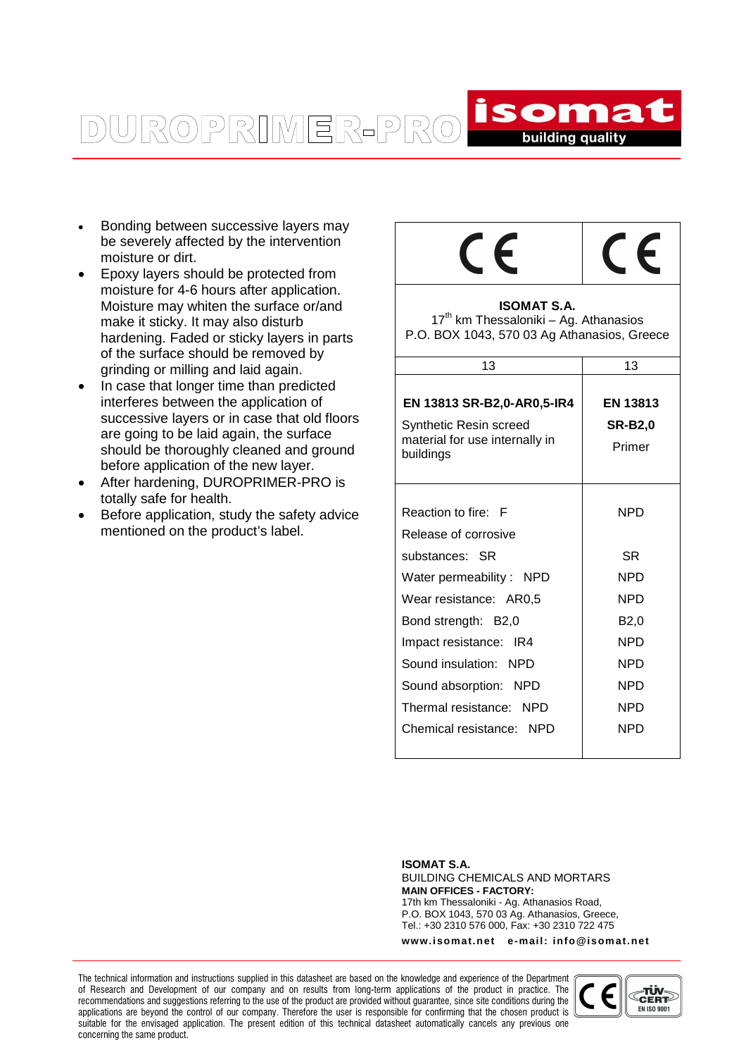- Bonding between successive layers may be severely affected by the intervention moisture or dirt.
- Epoxy layers should be protected from moisture for 4-6 hours after application. Moisture may whiten the surface or/and make it sticky. It may also disturb hardening. Faded or sticky layers in parts of the surface should be removed by grinding or milling and laid again.
- In case that longer time than predicted interferes between the application of successive layers or in case that old floors are going to be laid again, the surface should be thoroughly cleaned and ground before application of the new layer.
- After hardening, DUROPRIMER-PRO is totally safe for health.
- Before application, study the safety advice mentioned on the product's label.

| CE | CE |
|---|---|
| **ISOMAT S.A.**<br>17th km Thessaloniki – Ag. Athanasios<br>P.O. BOX 1043, 570 03 Ag Athanasios, Greece | |
| 13 | 13 |
| **EN 13813 SR-B2,0-AR0,5-IR4**<br>Synthetic Resin screed material for use internally in buildings | **EN 13813**<br>**SR-B2,0**<br>Primer |
| Reaction to fire: F | NPD |
| Release of corrosive substances: SR | SR |
| Water permeability : NPD | NPD |
| Wear resistance: AR0,5 | NPD |
| Bond strength: B2,0 | B2,0 |
| Impact resistance: IR4 | NPD |
| Sound insulation: NPD | NPD |
| Sound absorption: NPD | NPD |
| Thermal resistance: NPD | NPD |
| Chemical resistance: NPD | NPD |

**ISOMAT S.A.**
BUILDING CHEMICALS AND MORTARS
**MAIN OFFICES - FACTORY:**
17th km Thessaloniki - Ag. Athanasios Road,
P.O. BOX 1043, 570 03 Ag. Athanasios, Greece,
Tel.: +30 2310 576 000, Fax: +30 2310 722 475
**www.isomat.net e-mail: info@isomat.net**

The technical information and instructions supplied in this datasheet are based on the knowledge and experience of the Department of Research and Development of our company and on results from long-term applications of the product in practice. The recommendations and suggestions referring to the use of the product are provided without guarantee, since site conditions during the applications are beyond the control of our company. Therefore the user is responsible for confirming that the chosen product is suitable for the envisaged application. The present edition of this technical datasheet automatically cancels any previous one concerning the same product.